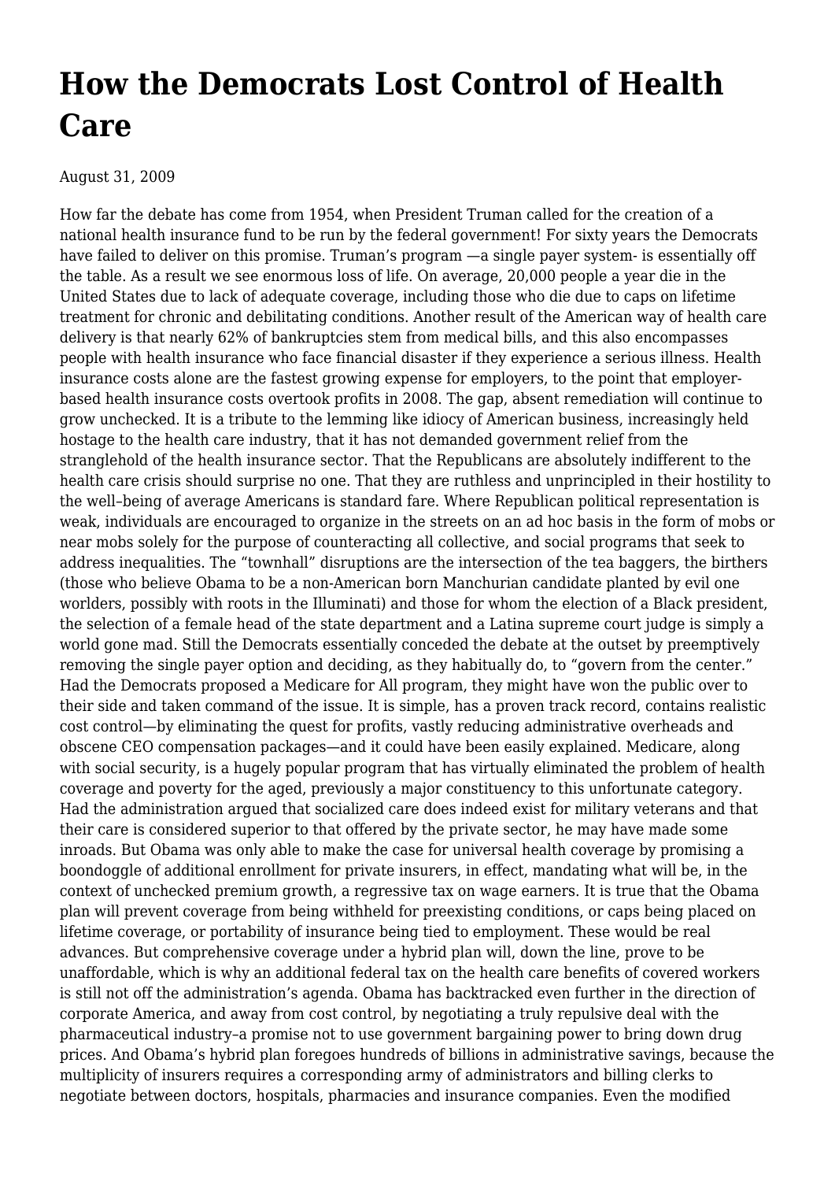# How the Democrats Lost Control of Health Care

August 31, 2009

How far the debate has come from 1954, when President Truman called for the creation of a national health insurance fund to be run by the federal government! For sixty years the Democrats have failed to deliver on this promise. Truman's program —a single payer system- is essentially off the table. As a result we see enormous loss of life. On average, 20,000 people a year die in the United States due to lack of adequate coverage, including those who die due to caps on lifetime treatment for chronic and debilitating conditions. Another result of the American way of health care delivery is that nearly 62% of bankruptcies stem from medical bills, and this also encompasses people with health insurance who face financial disaster if they experience a serious illness. Health insurance costs alone are the fastest growing expense for employers, to the point that employer-based health insurance costs overtook profits in 2008. The gap, absent remediation will continue to grow unchecked. It is a tribute to the lemming like idiocy of American business, increasingly held hostage to the health care industry, that it has not demanded government relief from the stranglehold of the health insurance sector. That the Republicans are absolutely indifferent to the health care crisis should surprise no one. That they are ruthless and unprincipled in their hostility to the well–being of average Americans is standard fare. Where Republican political representation is weak, individuals are encouraged to organize in the streets on an ad hoc basis in the form of mobs or near mobs solely for the purpose of counteracting all collective, and social programs that seek to address inequalities. The "townhall" disruptions are the intersection of the tea baggers, the birthers (those who believe Obama to be a non-American born Manchurian candidate planted by evil one worlders, possibly with roots in the Illuminati) and those for whom the election of a Black president, the selection of a female head of the state department and a Latina supreme court judge is simply a world gone mad. Still the Democrats essentially conceded the debate at the outset by preemptively removing the single payer option and deciding, as they habitually do, to "govern from the center." Had the Democrats proposed a Medicare for All program, they might have won the public over to their side and taken command of the issue. It is simple, has a proven track record, contains realistic cost control—by eliminating the quest for profits, vastly reducing administrative overheads and obscene CEO compensation packages—and it could have been easily explained. Medicare, along with social security, is a hugely popular program that has virtually eliminated the problem of health coverage and poverty for the aged, previously a major constituency to this unfortunate category. Had the administration argued that socialized care does indeed exist for military veterans and that their care is considered superior to that offered by the private sector, he may have made some inroads. But Obama was only able to make the case for universal health coverage by promising a boondoggle of additional enrollment for private insurers, in effect, mandating what will be, in the context of unchecked premium growth, a regressive tax on wage earners. It is true that the Obama plan will prevent coverage from being withheld for preexisting conditions, or caps being placed on lifetime coverage, or portability of insurance being tied to employment. These would be real advances. But comprehensive coverage under a hybrid plan will, down the line, prove to be unaffordable, which is why an additional federal tax on the health care benefits of covered workers is still not off the administration's agenda. Obama has backtracked even further in the direction of corporate America, and away from cost control, by negotiating a truly repulsive deal with the pharmaceutical industry–a promise not to use government bargaining power to bring down drug prices. And Obama's hybrid plan foregoes hundreds of billions in administrative savings, because the multiplicity of insurers requires a corresponding army of administrators and billing clerks to negotiate between doctors, hospitals, pharmacies and insurance companies. Even the modified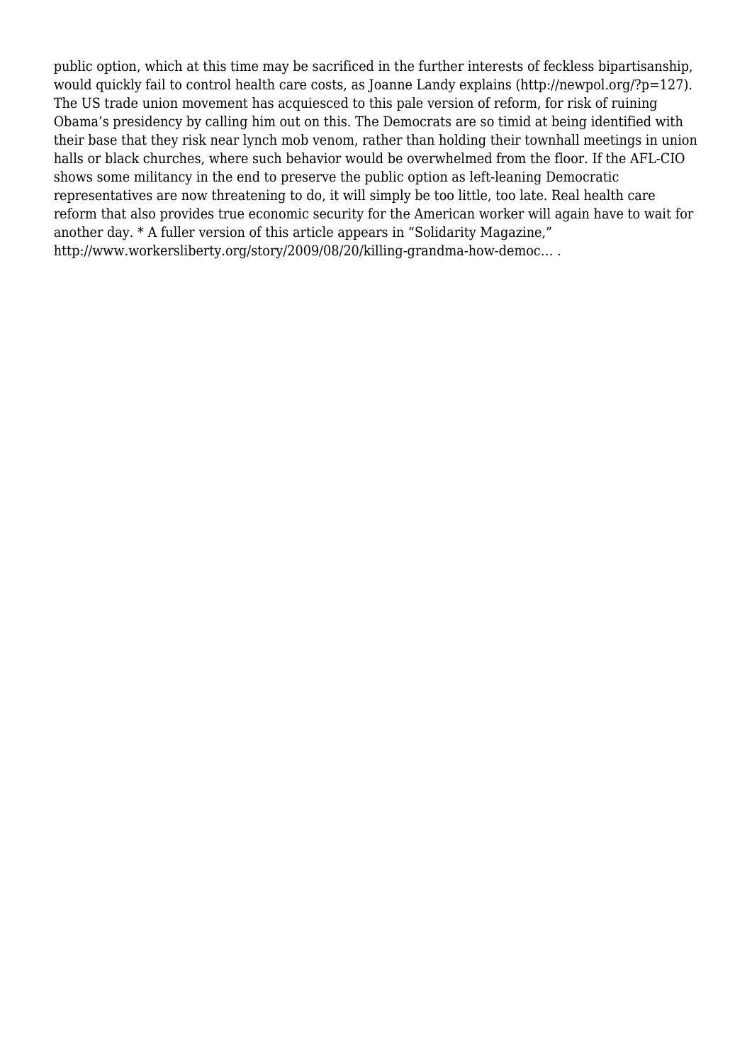public option, which at this time may be sacrificed in the further interests of feckless bipartisanship, would quickly fail to control health care costs, as Joanne Landy explains (http://newpol.org/?p=127). The US trade union movement has acquiesced to this pale version of reform, for risk of ruining Obama's presidency by calling him out on this. The Democrats are so timid at being identified with their base that they risk near lynch mob venom, rather than holding their townhall meetings in union halls or black churches, where such behavior would be overwhelmed from the floor. If the AFL-CIO shows some militancy in the end to preserve the public option as left-leaning Democratic representatives are now threatening to do, it will simply be too little, too late. Real health care reform that also provides true economic security for the American worker will again have to wait for another day. * A fuller version of this article appears in "Solidarity Magazine," http://www.workersliberty.org/story/2009/08/20/killing-grandma-how-democ… .